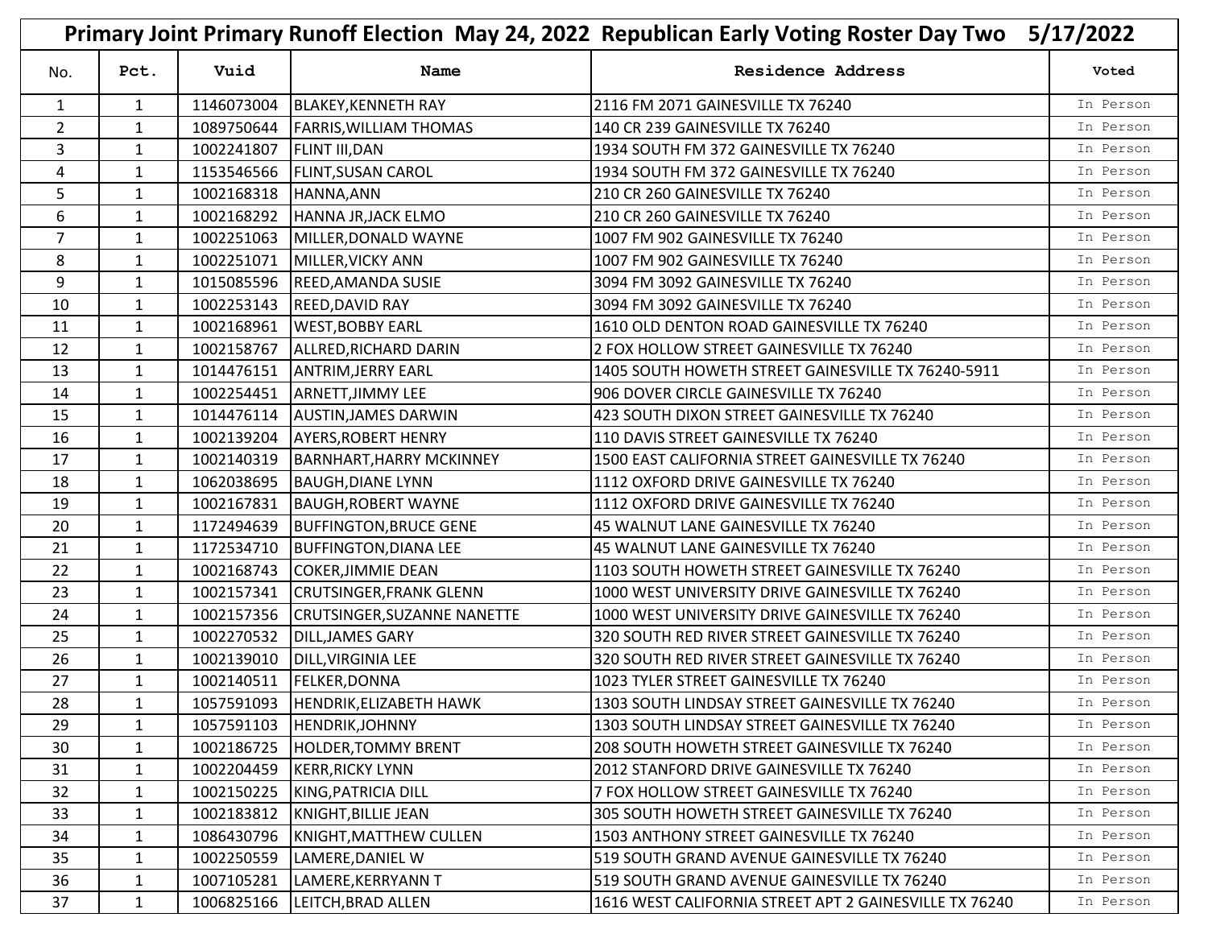# Primary Joint Primary Runoff Election May 24, 2022 Republican Early Voting Roster Day Two 5/17/2022

| No. | Pct. | Vuid | Name | Residence Address | Voted |
|---|---|---|---|---|---|
| 1 | 1 | 1146073004 | BLAKEY,KENNETH RAY | 2116 FM 2071 GAINESVILLE TX 76240 | In Person |
| 2 | 1 | 1089750644 | FARRIS,WILLIAM THOMAS | 140 CR 239 GAINESVILLE TX 76240 | In Person |
| 3 | 1 | 1002241807 | FLINT III,DAN | 1934 SOUTH FM 372 GAINESVILLE TX 76240 | In Person |
| 4 | 1 | 1153546566 | FLINT,SUSAN CAROL | 1934 SOUTH FM 372 GAINESVILLE TX 76240 | In Person |
| 5 | 1 | 1002168318 | HANNA,ANN | 210 CR 260 GAINESVILLE TX 76240 | In Person |
| 6 | 1 | 1002168292 | HANNA JR,JACK ELMO | 210 CR 260 GAINESVILLE TX 76240 | In Person |
| 7 | 1 | 1002251063 | MILLER,DONALD WAYNE | 1007 FM 902 GAINESVILLE TX 76240 | In Person |
| 8 | 1 | 1002251071 | MILLER,VICKY ANN | 1007 FM 902 GAINESVILLE TX 76240 | In Person |
| 9 | 1 | 1015085596 | REED,AMANDA SUSIE | 3094 FM 3092 GAINESVILLE TX 76240 | In Person |
| 10 | 1 | 1002253143 | REED,DAVID RAY | 3094 FM 3092 GAINESVILLE TX 76240 | In Person |
| 11 | 1 | 1002168961 | WEST,BOBBY EARL | 1610 OLD DENTON ROAD GAINESVILLE TX 76240 | In Person |
| 12 | 1 | 1002158767 | ALLRED,RICHARD DARIN | 2 FOX HOLLOW STREET GAINESVILLE TX 76240 | In Person |
| 13 | 1 | 1014476151 | ANTRIM,JERRY EARL | 1405 SOUTH HOWETH STREET GAINESVILLE TX 76240-5911 | In Person |
| 14 | 1 | 1002254451 | ARNETT,JIMMY LEE | 906 DOVER CIRCLE GAINESVILLE TX 76240 | In Person |
| 15 | 1 | 1014476114 | AUSTIN,JAMES DARWIN | 423 SOUTH DIXON STREET GAINESVILLE TX 76240 | In Person |
| 16 | 1 | 1002139204 | AYERS,ROBERT HENRY | 110 DAVIS STREET GAINESVILLE TX 76240 | In Person |
| 17 | 1 | 1002140319 | BARNHART,HARRY MCKINNEY | 1500 EAST CALIFORNIA STREET GAINESVILLE TX 76240 | In Person |
| 18 | 1 | 1062038695 | BAUGH,DIANE LYNN | 1112 OXFORD DRIVE GAINESVILLE TX 76240 | In Person |
| 19 | 1 | 1002167831 | BAUGH,ROBERT WAYNE | 1112 OXFORD DRIVE GAINESVILLE TX 76240 | In Person |
| 20 | 1 | 1172494639 | BUFFINGTON,BRUCE GENE | 45 WALNUT LANE GAINESVILLE TX 76240 | In Person |
| 21 | 1 | 1172534710 | BUFFINGTON,DIANA LEE | 45 WALNUT LANE GAINESVILLE TX 76240 | In Person |
| 22 | 1 | 1002168743 | COKER,JIMMIE DEAN | 1103 SOUTH HOWETH STREET GAINESVILLE TX 76240 | In Person |
| 23 | 1 | 1002157341 | CRUTSINGER,FRANK GLENN | 1000 WEST UNIVERSITY DRIVE GAINESVILLE TX 76240 | In Person |
| 24 | 1 | 1002157356 | CRUTSINGER,SUZANNE NANETTE | 1000 WEST UNIVERSITY DRIVE GAINESVILLE TX 76240 | In Person |
| 25 | 1 | 1002270532 | DILL,JAMES GARY | 320 SOUTH RED RIVER STREET GAINESVILLE TX 76240 | In Person |
| 26 | 1 | 1002139010 | DILL,VIRGINIA LEE | 320 SOUTH RED RIVER STREET GAINESVILLE TX 76240 | In Person |
| 27 | 1 | 1002140511 | FELKER,DONNA | 1023 TYLER STREET GAINESVILLE TX 76240 | In Person |
| 28 | 1 | 1057591093 | HENDRIK,ELIZABETH HAWK | 1303 SOUTH LINDSAY STREET GAINESVILLE TX 76240 | In Person |
| 29 | 1 | 1057591103 | HENDRIK,JOHNNY | 1303 SOUTH LINDSAY STREET GAINESVILLE TX 76240 | In Person |
| 30 | 1 | 1002186725 | HOLDER,TOMMY BRENT | 208 SOUTH HOWETH STREET GAINESVILLE TX 76240 | In Person |
| 31 | 1 | 1002204459 | KERR,RICKY LYNN | 2012 STANFORD DRIVE GAINESVILLE TX 76240 | In Person |
| 32 | 1 | 1002150225 | KING,PATRICIA DILL | 7 FOX HOLLOW STREET GAINESVILLE TX 76240 | In Person |
| 33 | 1 | 1002183812 | KNIGHT,BILLIE JEAN | 305 SOUTH HOWETH STREET GAINESVILLE TX 76240 | In Person |
| 34 | 1 | 1086430796 | KNIGHT,MATTHEW CULLEN | 1503 ANTHONY STREET GAINESVILLE TX 76240 | In Person |
| 35 | 1 | 1002250559 | LAMERE,DANIEL W | 519 SOUTH GRAND AVENUE GAINESVILLE TX 76240 | In Person |
| 36 | 1 | 1007105281 | LAMERE,KERRYANN T | 519 SOUTH GRAND AVENUE GAINESVILLE TX 76240 | In Person |
| 37 | 1 | 1006825166 | LEITCH,BRAD ALLEN | 1616 WEST CALIFORNIA STREET APT 2 GAINESVILLE TX 76240 | In Person |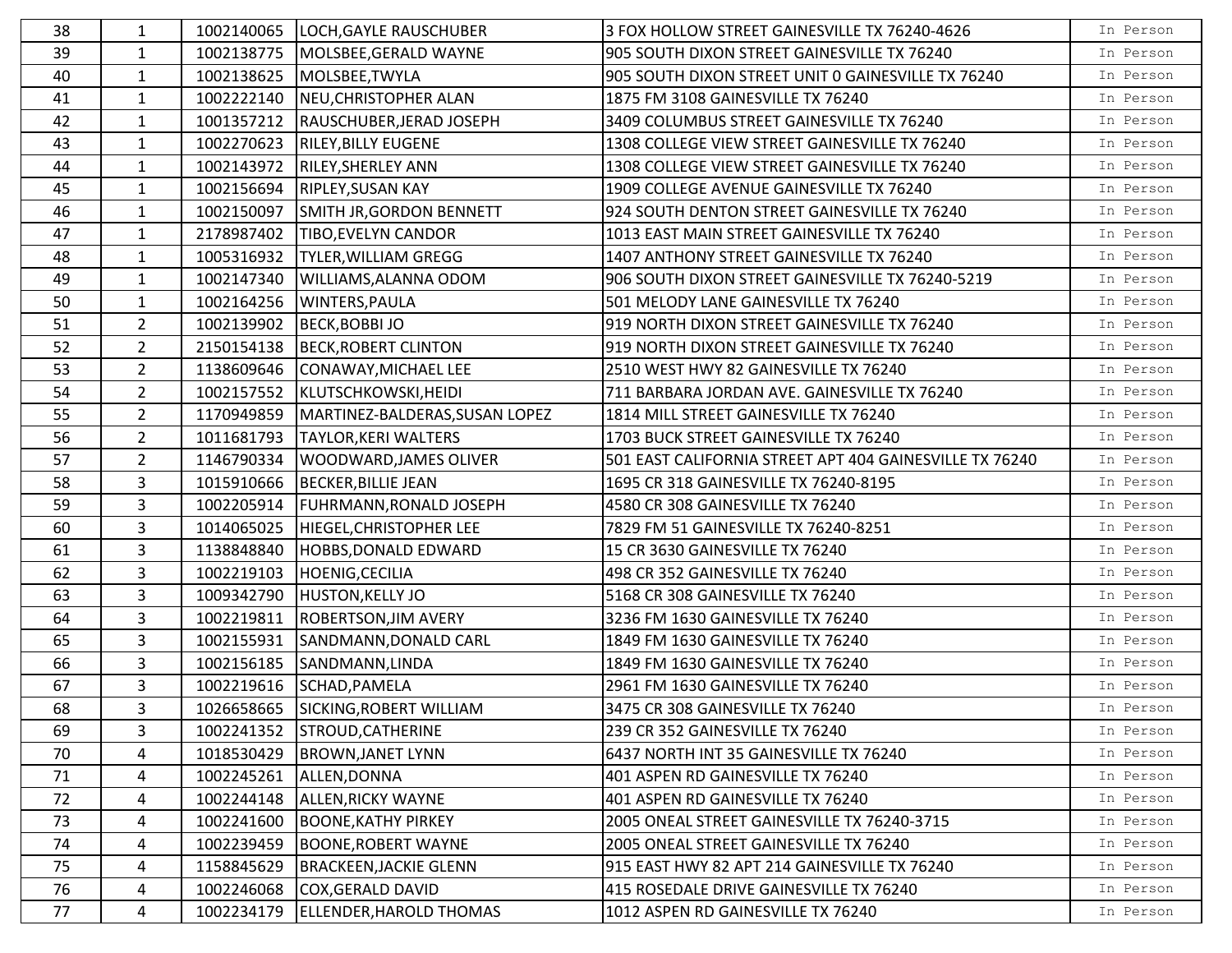| | | | | | |
|---|---|---|---|---|---|
| 38 | 1 | 1002140065 | LOCH,GAYLE RAUSCHUBER | 3 FOX HOLLOW STREET GAINESVILLE TX 76240-4626 | In Person |
| 39 | 1 | 1002138775 | MOLSBEE,GERALD WAYNE | 905 SOUTH DIXON STREET GAINESVILLE TX 76240 | In Person |
| 40 | 1 | 1002138625 | MOLSBEE,TWYLA | 905 SOUTH DIXON STREET UNIT 0 GAINESVILLE TX 76240 | In Person |
| 41 | 1 | 1002222140 | NEU,CHRISTOPHER ALAN | 1875 FM 3108 GAINESVILLE TX 76240 | In Person |
| 42 | 1 | 1001357212 | RAUSCHUBER,JERAD JOSEPH | 3409 COLUMBUS STREET GAINESVILLE TX 76240 | In Person |
| 43 | 1 | 1002270623 | RILEY,BILLY EUGENE | 1308 COLLEGE VIEW STREET GAINESVILLE TX 76240 | In Person |
| 44 | 1 | 1002143972 | RILEY,SHERLEY ANN | 1308 COLLEGE VIEW STREET GAINESVILLE TX 76240 | In Person |
| 45 | 1 | 1002156694 | RIPLEY,SUSAN KAY | 1909 COLLEGE AVENUE GAINESVILLE TX 76240 | In Person |
| 46 | 1 | 1002150097 | SMITH JR,GORDON BENNETT | 924 SOUTH DENTON STREET GAINESVILLE TX 76240 | In Person |
| 47 | 1 | 2178987402 | TIBO,EVELYN CANDOR | 1013 EAST MAIN STREET GAINESVILLE TX 76240 | In Person |
| 48 | 1 | 1005316932 | TYLER,WILLIAM GREGG | 1407 ANTHONY STREET GAINESVILLE TX 76240 | In Person |
| 49 | 1 | 1002147340 | WILLIAMS,ALANNA ODOM | 906 SOUTH DIXON STREET GAINESVILLE TX 76240-5219 | In Person |
| 50 | 1 | 1002164256 | WINTERS,PAULA | 501 MELODY LANE GAINESVILLE TX 76240 | In Person |
| 51 | 2 | 1002139902 | BECK,BOBBI JO | 919 NORTH DIXON STREET GAINESVILLE TX 76240 | In Person |
| 52 | 2 | 2150154138 | BECK,ROBERT CLINTON | 919 NORTH DIXON STREET GAINESVILLE TX 76240 | In Person |
| 53 | 2 | 1138609646 | CONAWAY,MICHAEL LEE | 2510 WEST HWY 82 GAINESVILLE TX 76240 | In Person |
| 54 | 2 | 1002157552 | KLUTSCHKOWSKI,HEIDI | 711 BARBARA JORDAN AVE. GAINESVILLE TX 76240 | In Person |
| 55 | 2 | 1170949859 | MARTINEZ-BALDERAS,SUSAN LOPEZ | 1814 MILL STREET GAINESVILLE TX 76240 | In Person |
| 56 | 2 | 1011681793 | TAYLOR,KERI WALTERS | 1703 BUCK STREET GAINESVILLE TX 76240 | In Person |
| 57 | 2 | 1146790334 | WOODWARD,JAMES OLIVER | 501 EAST CALIFORNIA STREET APT 404 GAINESVILLE TX 76240 | In Person |
| 58 | 3 | 1015910666 | BECKER,BILLIE JEAN | 1695 CR 318 GAINESVILLE TX 76240-8195 | In Person |
| 59 | 3 | 1002205914 | FUHRMANN,RONALD JOSEPH | 4580 CR 308 GAINESVILLE TX 76240 | In Person |
| 60 | 3 | 1014065025 | HIEGEL,CHRISTOPHER LEE | 7829 FM 51 GAINESVILLE TX 76240-8251 | In Person |
| 61 | 3 | 1138848840 | HOBBS,DONALD EDWARD | 15 CR 3630 GAINESVILLE TX 76240 | In Person |
| 62 | 3 | 1002219103 | HOENIG,CECILIA | 498 CR 352 GAINESVILLE TX 76240 | In Person |
| 63 | 3 | 1009342790 | HUSTON,KELLY JO | 5168 CR 308 GAINESVILLE TX 76240 | In Person |
| 64 | 3 | 1002219811 | ROBERTSON,JIM AVERY | 3236 FM 1630 GAINESVILLE TX 76240 | In Person |
| 65 | 3 | 1002155931 | SANDMANN,DONALD CARL | 1849 FM 1630 GAINESVILLE TX 76240 | In Person |
| 66 | 3 | 1002156185 | SANDMANN,LINDA | 1849 FM 1630 GAINESVILLE TX 76240 | In Person |
| 67 | 3 | 1002219616 | SCHAD,PAMELA | 2961 FM 1630 GAINESVILLE TX 76240 | In Person |
| 68 | 3 | 1026658665 | SICKING,ROBERT WILLIAM | 3475 CR 308 GAINESVILLE TX 76240 | In Person |
| 69 | 3 | 1002241352 | STROUD,CATHERINE | 239 CR 352 GAINESVILLE TX 76240 | In Person |
| 70 | 4 | 1018530429 | BROWN,JANET LYNN | 6437 NORTH INT 35 GAINESVILLE TX 76240 | In Person |
| 71 | 4 | 1002245261 | ALLEN,DONNA | 401 ASPEN RD GAINESVILLE TX 76240 | In Person |
| 72 | 4 | 1002244148 | ALLEN,RICKY WAYNE | 401 ASPEN RD GAINESVILLE TX 76240 | In Person |
| 73 | 4 | 1002241600 | BOONE,KATHY PIRKEY | 2005 ONEAL STREET GAINESVILLE TX 76240-3715 | In Person |
| 74 | 4 | 1002239459 | BOONE,ROBERT WAYNE | 2005 ONEAL STREET GAINESVILLE TX 76240 | In Person |
| 75 | 4 | 1158845629 | BRACKEEN,JACKIE GLENN | 915 EAST HWY 82 APT 214 GAINESVILLE TX 76240 | In Person |
| 76 | 4 | 1002246068 | COX,GERALD DAVID | 415 ROSEDALE DRIVE GAINESVILLE TX 76240 | In Person |
| 77 | 4 | 1002234179 | ELLENDER,HAROLD THOMAS | 1012 ASPEN RD GAINESVILLE TX 76240 | In Person |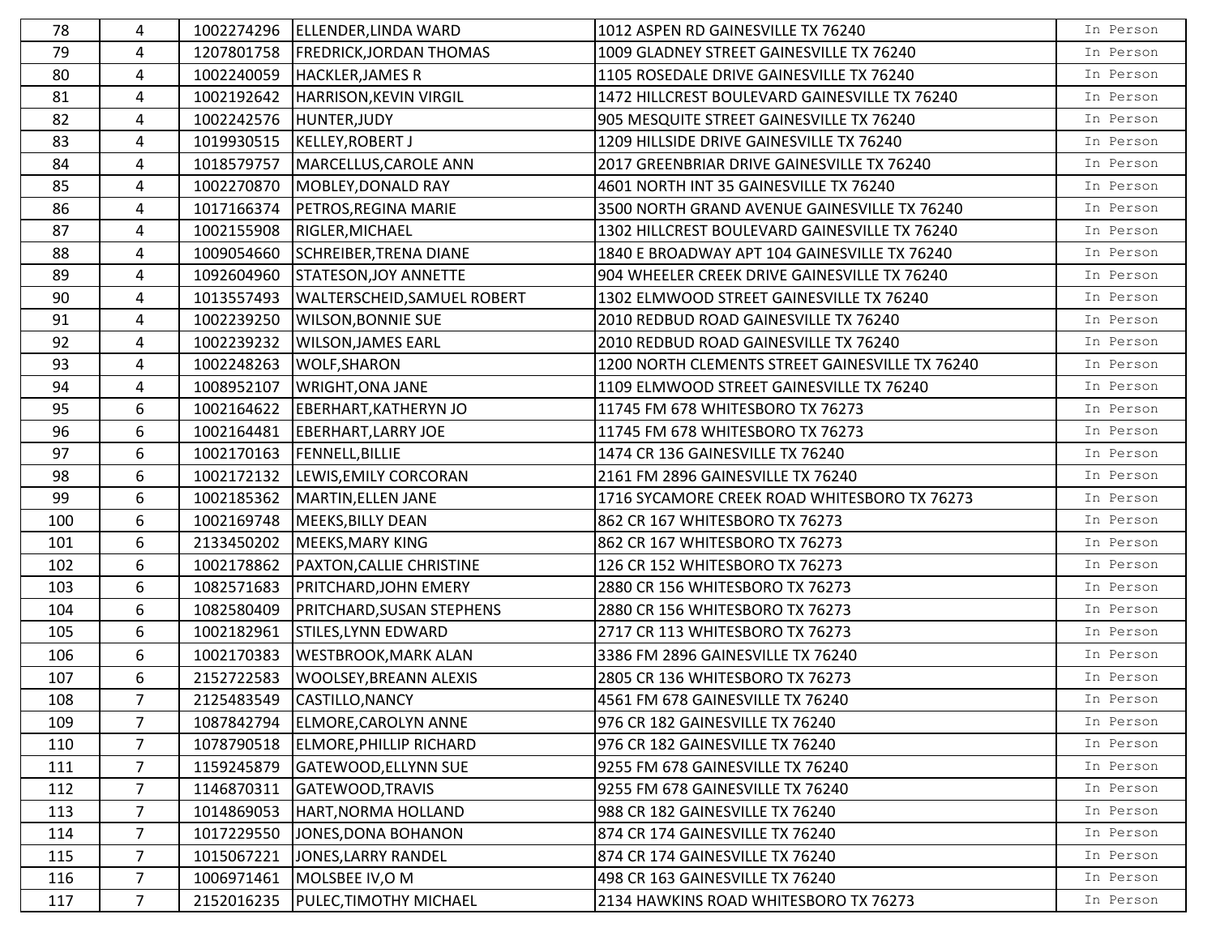| 78 | 4 | 1002274296 | ELLENDER,LINDA WARD | 1012 ASPEN RD GAINESVILLE TX 76240 | In Person |
|---|---|---|---|---|---|
| 79 | 4 | 1207801758 | FREDRICK,JORDAN THOMAS | 1009 GLADNEY STREET GAINESVILLE TX 76240 | In Person |
| 80 | 4 | 1002240059 | HACKLER,JAMES R | 1105 ROSEDALE DRIVE GAINESVILLE TX 76240 | In Person |
| 81 | 4 | 1002192642 | HARRISON,KEVIN VIRGIL | 1472 HILLCREST BOULEVARD GAINESVILLE TX 76240 | In Person |
| 82 | 4 | 1002242576 | HUNTER,JUDY | 905 MESQUITE STREET GAINESVILLE TX 76240 | In Person |
| 83 | 4 | 1019930515 | KELLEY,ROBERT J | 1209 HILLSIDE DRIVE GAINESVILLE TX 76240 | In Person |
| 84 | 4 | 1018579757 | MARCELLUS,CAROLE ANN | 2017 GREENBRIAR DRIVE GAINESVILLE TX 76240 | In Person |
| 85 | 4 | 1002270870 | MOBLEY,DONALD RAY | 4601 NORTH INT 35 GAINESVILLE TX 76240 | In Person |
| 86 | 4 | 1017166374 | PETROS,REGINA MARIE | 3500 NORTH GRAND AVENUE GAINESVILLE TX 76240 | In Person |
| 87 | 4 | 1002155908 | RIGLER,MICHAEL | 1302 HILLCREST BOULEVARD GAINESVILLE TX 76240 | In Person |
| 88 | 4 | 1009054660 | SCHREIBER,TRENA DIANE | 1840 E BROADWAY APT 104 GAINESVILLE TX 76240 | In Person |
| 89 | 4 | 1092604960 | STATESON,JOY ANNETTE | 904 WHEELER CREEK DRIVE GAINESVILLE TX 76240 | In Person |
| 90 | 4 | 1013557493 | WALTERSCHEID,SAMUEL ROBERT | 1302 ELMWOOD STREET GAINESVILLE TX 76240 | In Person |
| 91 | 4 | 1002239250 | WILSON,BONNIE SUE | 2010 REDBUD ROAD GAINESVILLE TX 76240 | In Person |
| 92 | 4 | 1002239232 | WILSON,JAMES EARL | 2010 REDBUD ROAD GAINESVILLE TX 76240 | In Person |
| 93 | 4 | 1002248263 | WOLF,SHARON | 1200 NORTH CLEMENTS STREET GAINESVILLE TX 76240 | In Person |
| 94 | 4 | 1008952107 | WRIGHT,ONA JANE | 1109 ELMWOOD STREET GAINESVILLE TX 76240 | In Person |
| 95 | 6 | 1002164622 | EBERHART,KATHERYN JO | 11745 FM 678 WHITESBORO TX 76273 | In Person |
| 96 | 6 | 1002164481 | EBERHART,LARRY JOE | 11745 FM 678 WHITESBORO TX 76273 | In Person |
| 97 | 6 | 1002170163 | FENNELL,BILLIE | 1474 CR 136 GAINESVILLE TX 76240 | In Person |
| 98 | 6 | 1002172132 | LEWIS,EMILY CORCORAN | 2161 FM 2896 GAINESVILLE TX 76240 | In Person |
| 99 | 6 | 1002185362 | MARTIN,ELLEN JANE | 1716 SYCAMORE CREEK ROAD WHITESBORO TX 76273 | In Person |
| 100 | 6 | 1002169748 | MEEKS,BILLY DEAN | 862 CR 167 WHITESBORO TX 76273 | In Person |
| 101 | 6 | 2133450202 | MEEKS,MARY KING | 862 CR 167 WHITESBORO TX 76273 | In Person |
| 102 | 6 | 1002178862 | PAXTON,CALLIE CHRISTINE | 126 CR 152 WHITESBORO TX 76273 | In Person |
| 103 | 6 | 1082571683 | PRITCHARD,JOHN EMERY | 2880 CR 156 WHITESBORO TX 76273 | In Person |
| 104 | 6 | 1082580409 | PRITCHARD,SUSAN STEPHENS | 2880 CR 156 WHITESBORO TX 76273 | In Person |
| 105 | 6 | 1002182961 | STILES,LYNN EDWARD | 2717 CR 113 WHITESBORO TX 76273 | In Person |
| 106 | 6 | 1002170383 | WESTBROOK,MARK ALAN | 3386 FM 2896 GAINESVILLE TX 76240 | In Person |
| 107 | 6 | 2152722583 | WOOLSEY,BREANN ALEXIS | 2805 CR 136 WHITESBORO TX 76273 | In Person |
| 108 | 7 | 2125483549 | CASTILLO,NANCY | 4561 FM 678 GAINESVILLE TX 76240 | In Person |
| 109 | 7 | 1087842794 | ELMORE,CAROLYN ANNE | 976 CR 182 GAINESVILLE TX 76240 | In Person |
| 110 | 7 | 1078790518 | ELMORE,PHILLIP RICHARD | 976 CR 182 GAINESVILLE TX 76240 | In Person |
| 111 | 7 | 1159245879 | GATEWOOD,ELLYNN SUE | 9255 FM 678 GAINESVILLE TX 76240 | In Person |
| 112 | 7 | 1146870311 | GATEWOOD,TRAVIS | 9255 FM 678 GAINESVILLE TX 76240 | In Person |
| 113 | 7 | 1014869053 | HART,NORMA HOLLAND | 988 CR 182 GAINESVILLE TX 76240 | In Person |
| 114 | 7 | 1017229550 | JONES,DONA BOHANON | 874 CR 174 GAINESVILLE TX 76240 | In Person |
| 115 | 7 | 1015067221 | JONES,LARRY RANDEL | 874 CR 174 GAINESVILLE TX 76240 | In Person |
| 116 | 7 | 1006971461 | MOLSBEE IV,O M | 498 CR 163 GAINESVILLE TX 76240 | In Person |
| 117 | 7 | 2152016235 | PULEC,TIMOTHY MICHAEL | 2134 HAWKINS ROAD WHITESBORO TX 76273 | In Person |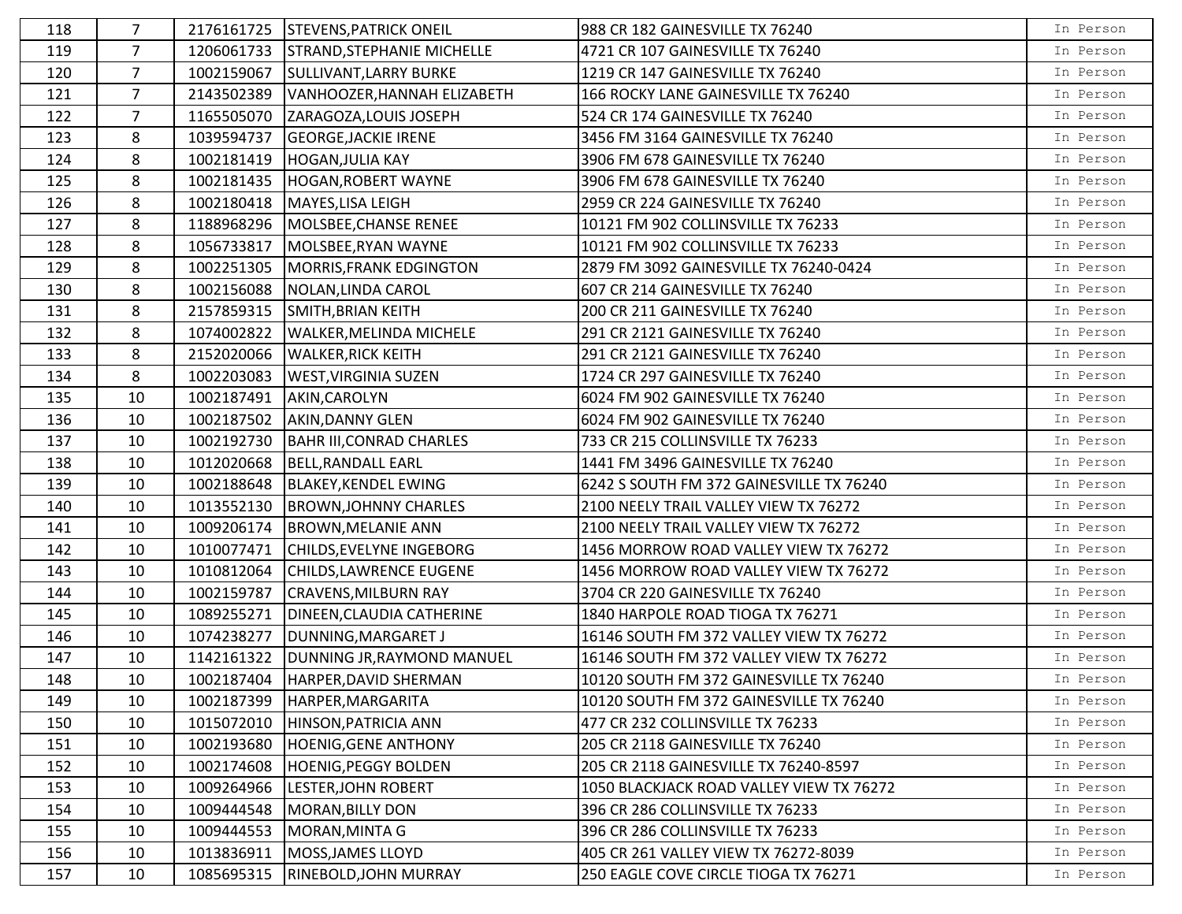| | | | | | |
|---|---|---|---|---|---|
| 118 | 7 | 2176161725 | STEVENS,PATRICK ONEIL | 988 CR 182 GAINESVILLE TX 76240 | In Person |
| 119 | 7 | 1206061733 | STRAND,STEPHANIE MICHELLE | 4721 CR 107 GAINESVILLE TX 76240 | In Person |
| 120 | 7 | 1002159067 | SULLIVANT,LARRY BURKE | 1219 CR 147 GAINESVILLE TX 76240 | In Person |
| 121 | 7 | 2143502389 | VANHOOZER,HANNAH ELIZABETH | 166 ROCKY LANE GAINESVILLE TX 76240 | In Person |
| 122 | 7 | 1165505070 | ZARAGOZA,LOUIS JOSEPH | 524 CR 174 GAINESVILLE TX 76240 | In Person |
| 123 | 8 | 1039594737 | GEORGE,JACKIE IRENE | 3456 FM 3164 GAINESVILLE TX 76240 | In Person |
| 124 | 8 | 1002181419 | HOGAN,JULIA KAY | 3906 FM 678 GAINESVILLE TX 76240 | In Person |
| 125 | 8 | 1002181435 | HOGAN,ROBERT WAYNE | 3906 FM 678 GAINESVILLE TX 76240 | In Person |
| 126 | 8 | 1002180418 | MAYES,LISA LEIGH | 2959 CR 224 GAINESVILLE TX 76240 | In Person |
| 127 | 8 | 1188968296 | MOLSBEE,CHANSE RENEE | 10121 FM 902 COLLINSVILLE TX 76233 | In Person |
| 128 | 8 | 1056733817 | MOLSBEE,RYAN WAYNE | 10121 FM 902 COLLINSVILLE TX 76233 | In Person |
| 129 | 8 | 1002251305 | MORRIS,FRANK EDGINGTON | 2879 FM 3092 GAINESVILLE TX 76240-0424 | In Person |
| 130 | 8 | 1002156088 | NOLAN,LINDA CAROL | 607 CR 214 GAINESVILLE TX 76240 | In Person |
| 131 | 8 | 2157859315 | SMITH,BRIAN KEITH | 200 CR 211 GAINESVILLE TX 76240 | In Person |
| 132 | 8 | 1074002822 | WALKER,MELINDA MICHELE | 291 CR 2121 GAINESVILLE TX 76240 | In Person |
| 133 | 8 | 2152020066 | WALKER,RICK KEITH | 291 CR 2121 GAINESVILLE TX 76240 | In Person |
| 134 | 8 | 1002203083 | WEST,VIRGINIA SUZEN | 1724 CR 297 GAINESVILLE TX 76240 | In Person |
| 135 | 10 | 1002187491 | AKIN,CAROLYN | 6024 FM 902 GAINESVILLE TX 76240 | In Person |
| 136 | 10 | 1002187502 | AKIN,DANNY GLEN | 6024 FM 902 GAINESVILLE TX 76240 | In Person |
| 137 | 10 | 1002192730 | BAHR III,CONRAD CHARLES | 733 CR 215 COLLINSVILLE TX 76233 | In Person |
| 138 | 10 | 1012020668 | BELL,RANDALL EARL | 1441 FM 3496 GAINESVILLE TX 76240 | In Person |
| 139 | 10 | 1002188648 | BLAKEY,KENDEL EWING | 6242 S SOUTH FM 372 GAINESVILLE TX 76240 | In Person |
| 140 | 10 | 1013552130 | BROWN,JOHNNY CHARLES | 2100 NEELY TRAIL VALLEY VIEW TX 76272 | In Person |
| 141 | 10 | 1009206174 | BROWN,MELANIE ANN | 2100 NEELY TRAIL VALLEY VIEW TX 76272 | In Person |
| 142 | 10 | 1010077471 | CHILDS,EVELYNE INGEBORG | 1456 MORROW ROAD VALLEY VIEW TX 76272 | In Person |
| 143 | 10 | 1010812064 | CHILDS,LAWRENCE EUGENE | 1456 MORROW ROAD VALLEY VIEW TX 76272 | In Person |
| 144 | 10 | 1002159787 | CRAVENS,MILBURN RAY | 3704 CR 220 GAINESVILLE TX 76240 | In Person |
| 145 | 10 | 1089255271 | DINEEN,CLAUDIA CATHERINE | 1840 HARPOLE ROAD TIOGA TX 76271 | In Person |
| 146 | 10 | 1074238277 | DUNNING,MARGARET J | 16146 SOUTH FM 372 VALLEY VIEW TX 76272 | In Person |
| 147 | 10 | 1142161322 | DUNNING JR,RAYMOND MANUEL | 16146 SOUTH FM 372 VALLEY VIEW TX 76272 | In Person |
| 148 | 10 | 1002187404 | HARPER,DAVID SHERMAN | 10120 SOUTH FM 372 GAINESVILLE TX 76240 | In Person |
| 149 | 10 | 1002187399 | HARPER,MARGARITA | 10120 SOUTH FM 372 GAINESVILLE TX 76240 | In Person |
| 150 | 10 | 1015072010 | HINSON,PATRICIA ANN | 477 CR 232 COLLINSVILLE TX 76233 | In Person |
| 151 | 10 | 1002193680 | HOENIG,GENE ANTHONY | 205 CR 2118 GAINESVILLE TX 76240 | In Person |
| 152 | 10 | 1002174608 | HOENIG,PEGGY BOLDEN | 205 CR 2118 GAINESVILLE TX 76240-8597 | In Person |
| 153 | 10 | 1009264966 | LESTER,JOHN ROBERT | 1050 BLACKJACK ROAD VALLEY VIEW TX 76272 | In Person |
| 154 | 10 | 1009444548 | MORAN,BILLY DON | 396 CR 286 COLLINSVILLE TX 76233 | In Person |
| 155 | 10 | 1009444553 | MORAN,MINTA G | 396 CR 286 COLLINSVILLE TX 76233 | In Person |
| 156 | 10 | 1013836911 | MOSS,JAMES LLOYD | 405 CR 261 VALLEY VIEW TX 76272-8039 | In Person |
| 157 | 10 | 1085695315 | RINEBOLD,JOHN MURRAY | 250 EAGLE COVE CIRCLE TIOGA TX 76271 | In Person |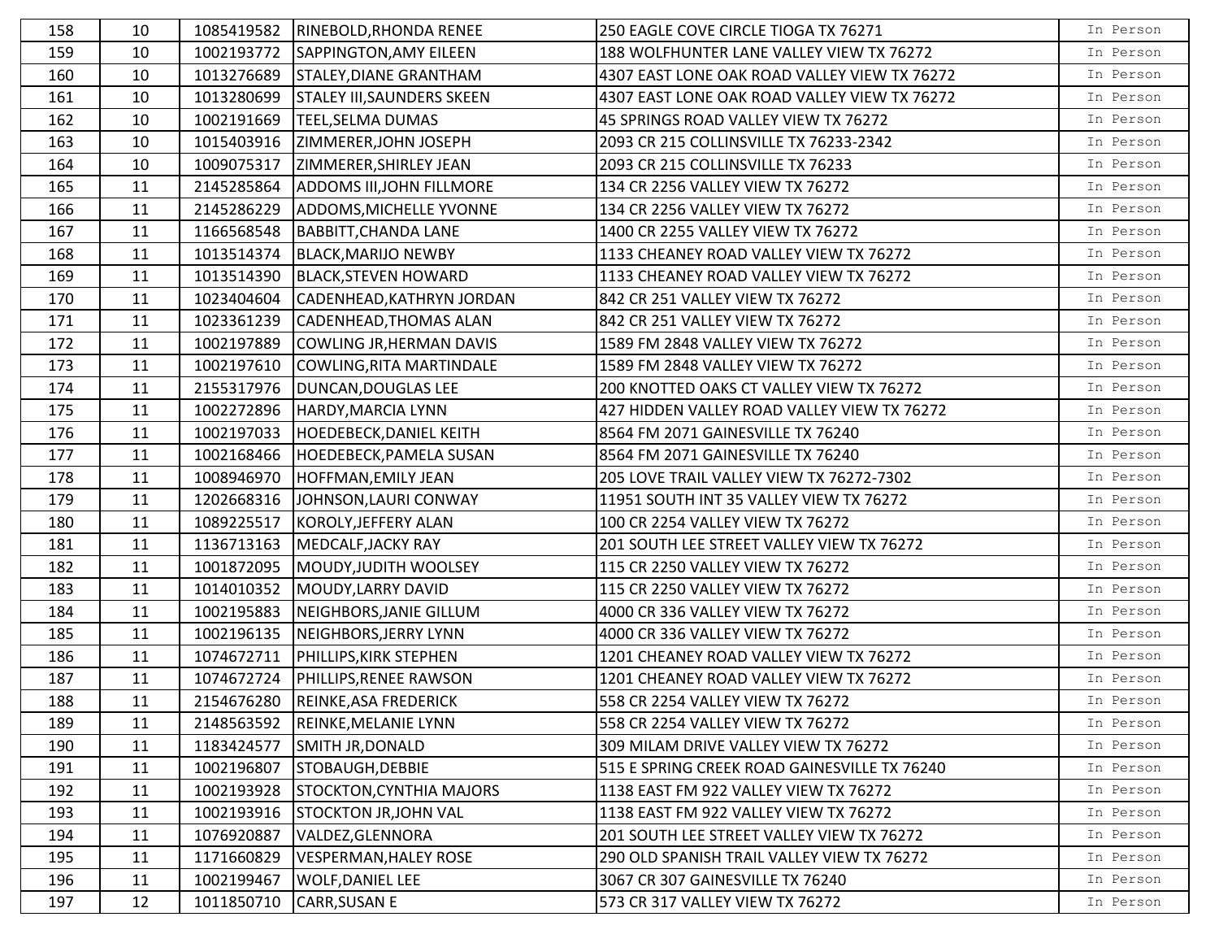| 158 | 10 | 1085419582 | RINEBOLD,RHONDA RENEE | 250 EAGLE COVE CIRCLE TIOGA TX 76271 | In Person |
|---|---|---|---|---|---|
| 159 | 10 | 1002193772 | SAPPINGTON,AMY EILEEN | 188 WOLFHUNTER LANE VALLEY VIEW TX 76272 | In Person |
| 160 | 10 | 1013276689 | STALEY,DIANE GRANTHAM | 4307 EAST LONE OAK ROAD VALLEY VIEW TX 76272 | In Person |
| 161 | 10 | 1013280699 | STALEY III,SAUNDERS SKEEN | 4307 EAST LONE OAK ROAD VALLEY VIEW TX 76272 | In Person |
| 162 | 10 | 1002191669 | TEEL,SELMA DUMAS | 45 SPRINGS ROAD VALLEY VIEW TX 76272 | In Person |
| 163 | 10 | 1015403916 | ZIMMERER,JOHN JOSEPH | 2093 CR 215 COLLINSVILLE TX 76233-2342 | In Person |
| 164 | 10 | 1009075317 | ZIMMERER,SHIRLEY JEAN | 2093 CR 215 COLLINSVILLE TX 76233 | In Person |
| 165 | 11 | 2145285864 | ADDOMS III,JOHN FILLMORE | 134 CR 2256 VALLEY VIEW TX 76272 | In Person |
| 166 | 11 | 2145286229 | ADDOMS,MICHELLE YVONNE | 134 CR 2256 VALLEY VIEW TX 76272 | In Person |
| 167 | 11 | 1166568548 | BABBITT,CHANDA LANE | 1400 CR 2255 VALLEY VIEW TX 76272 | In Person |
| 168 | 11 | 1013514374 | BLACK,MARIJO NEWBY | 1133 CHEANEY ROAD VALLEY VIEW TX 76272 | In Person |
| 169 | 11 | 1013514390 | BLACK,STEVEN HOWARD | 1133 CHEANEY ROAD VALLEY VIEW TX 76272 | In Person |
| 170 | 11 | 1023404604 | CADENHEAD,KATHRYN JORDAN | 842 CR 251 VALLEY VIEW TX 76272 | In Person |
| 171 | 11 | 1023361239 | CADENHEAD,THOMAS ALAN | 842 CR 251 VALLEY VIEW TX 76272 | In Person |
| 172 | 11 | 1002197889 | COWLING JR,HERMAN DAVIS | 1589 FM 2848 VALLEY VIEW TX 76272 | In Person |
| 173 | 11 | 1002197610 | COWLING,RITA MARTINDALE | 1589 FM 2848 VALLEY VIEW TX 76272 | In Person |
| 174 | 11 | 2155317976 | DUNCAN,DOUGLAS LEE | 200 KNOTTED OAKS CT VALLEY VIEW TX 76272 | In Person |
| 175 | 11 | 1002272896 | HARDY,MARCIA LYNN | 427 HIDDEN VALLEY ROAD VALLEY VIEW TX 76272 | In Person |
| 176 | 11 | 1002197033 | HOEDEBECK,DANIEL KEITH | 8564 FM 2071 GAINESVILLE TX 76240 | In Person |
| 177 | 11 | 1002168466 | HOEDEBECK,PAMELA SUSAN | 8564 FM 2071 GAINESVILLE TX 76240 | In Person |
| 178 | 11 | 1008946970 | HOFFMAN,EMILY JEAN | 205 LOVE TRAIL VALLEY VIEW TX 76272-7302 | In Person |
| 179 | 11 | 1202668316 | JOHNSON,LAURI CONWAY | 11951 SOUTH INT 35 VALLEY VIEW TX 76272 | In Person |
| 180 | 11 | 1089225517 | KOROLY,JEFFERY ALAN | 100 CR 2254 VALLEY VIEW TX 76272 | In Person |
| 181 | 11 | 1136713163 | MEDCALF,JACKY RAY | 201 SOUTH LEE STREET VALLEY VIEW TX 76272 | In Person |
| 182 | 11 | 1001872095 | MOUDY,JUDITH WOOLSEY | 115 CR 2250 VALLEY VIEW TX 76272 | In Person |
| 183 | 11 | 1014010352 | MOUDY,LARRY DAVID | 115 CR 2250 VALLEY VIEW TX 76272 | In Person |
| 184 | 11 | 1002195883 | NEIGHBORS,JANIE GILLUM | 4000 CR 336 VALLEY VIEW TX 76272 | In Person |
| 185 | 11 | 1002196135 | NEIGHBORS,JERRY LYNN | 4000 CR 336 VALLEY VIEW TX 76272 | In Person |
| 186 | 11 | 1074672711 | PHILLIPS,KIRK STEPHEN | 1201 CHEANEY ROAD VALLEY VIEW TX 76272 | In Person |
| 187 | 11 | 1074672724 | PHILLIPS,RENEE RAWSON | 1201 CHEANEY ROAD VALLEY VIEW TX 76272 | In Person |
| 188 | 11 | 2154676280 | REINKE,ASA FREDERICK | 558 CR 2254 VALLEY VIEW TX 76272 | In Person |
| 189 | 11 | 2148563592 | REINKE,MELANIE LYNN | 558 CR 2254 VALLEY VIEW TX 76272 | In Person |
| 190 | 11 | 1183424577 | SMITH JR,DONALD | 309 MILAM DRIVE VALLEY VIEW TX 76272 | In Person |
| 191 | 11 | 1002196807 | STOBAUGH,DEBBIE | 515 E SPRING CREEK ROAD GAINESVILLE TX 76240 | In Person |
| 192 | 11 | 1002193928 | STOCKTON,CYNTHIA MAJORS | 1138 EAST FM 922 VALLEY VIEW TX 76272 | In Person |
| 193 | 11 | 1002193916 | STOCKTON JR,JOHN VAL | 1138 EAST FM 922 VALLEY VIEW TX 76272 | In Person |
| 194 | 11 | 1076920887 | VALDEZ,GLENNORA | 201 SOUTH LEE STREET VALLEY VIEW TX 76272 | In Person |
| 195 | 11 | 1171660829 | VESPERMAN,HALEY ROSE | 290 OLD SPANISH TRAIL VALLEY VIEW TX 76272 | In Person |
| 196 | 11 | 1002199467 | WOLF,DANIEL LEE | 3067 CR 307 GAINESVILLE TX 76240 | In Person |
| 197 | 12 | 1011850710 | CARR,SUSAN E | 573 CR 317 VALLEY VIEW TX 76272 | In Person |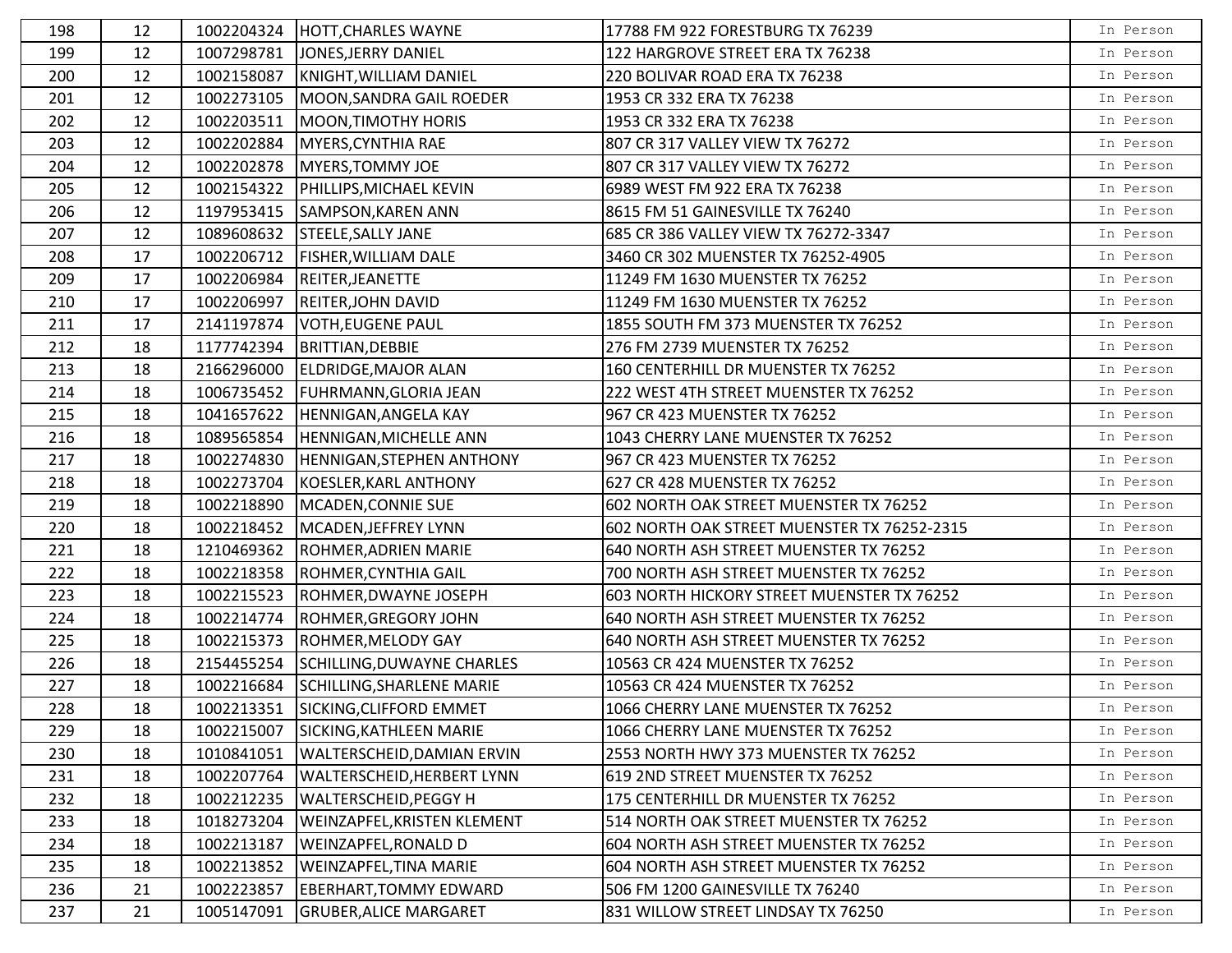| | | | | | |
|---|---|---|---|---|---|
| 198 | 12 | 1002204324 | HOTT,CHARLES WAYNE | 17788 FM 922 FORESTBURG TX 76239 | In Person |
| 199 | 12 | 1007298781 | JONES,JERRY DANIEL | 122 HARGROVE STREET ERA TX 76238 | In Person |
| 200 | 12 | 1002158087 | KNIGHT,WILLIAM DANIEL | 220 BOLIVAR ROAD ERA TX 76238 | In Person |
| 201 | 12 | 1002273105 | MOON,SANDRA GAIL ROEDER | 1953 CR 332 ERA TX 76238 | In Person |
| 202 | 12 | 1002203511 | MOON,TIMOTHY HORIS | 1953 CR 332 ERA TX 76238 | In Person |
| 203 | 12 | 1002202884 | MYERS,CYNTHIA RAE | 807 CR 317 VALLEY VIEW TX 76272 | In Person |
| 204 | 12 | 1002202878 | MYERS,TOMMY JOE | 807 CR 317 VALLEY VIEW TX 76272 | In Person |
| 205 | 12 | 1002154322 | PHILLIPS,MICHAEL KEVIN | 6989 WEST FM 922 ERA TX 76238 | In Person |
| 206 | 12 | 1197953415 | SAMPSON,KAREN ANN | 8615 FM 51 GAINESVILLE TX 76240 | In Person |
| 207 | 12 | 1089608632 | STEELE,SALLY JANE | 685 CR 386 VALLEY VIEW TX 76272-3347 | In Person |
| 208 | 17 | 1002206712 | FISHER,WILLIAM DALE | 3460 CR 302 MUENSTER TX 76252-4905 | In Person |
| 209 | 17 | 1002206984 | REITER,JEANETTE | 11249 FM 1630 MUENSTER TX 76252 | In Person |
| 210 | 17 | 1002206997 | REITER,JOHN DAVID | 11249 FM 1630 MUENSTER TX 76252 | In Person |
| 211 | 17 | 2141197874 | VOTH,EUGENE PAUL | 1855 SOUTH FM 373 MUENSTER TX 76252 | In Person |
| 212 | 18 | 1177742394 | BRITTIAN,DEBBIE | 276 FM 2739 MUENSTER TX 76252 | In Person |
| 213 | 18 | 2166296000 | ELDRIDGE,MAJOR ALAN | 160 CENTERHILL DR MUENSTER TX 76252 | In Person |
| 214 | 18 | 1006735452 | FUHRMANN,GLORIA JEAN | 222 WEST 4TH STREET MUENSTER TX 76252 | In Person |
| 215 | 18 | 1041657622 | HENNIGAN,ANGELA KAY | 967 CR 423 MUENSTER TX 76252 | In Person |
| 216 | 18 | 1089565854 | HENNIGAN,MICHELLE ANN | 1043 CHERRY LANE MUENSTER TX 76252 | In Person |
| 217 | 18 | 1002274830 | HENNIGAN,STEPHEN ANTHONY | 967 CR 423 MUENSTER TX 76252 | In Person |
| 218 | 18 | 1002273704 | KOESLER,KARL ANTHONY | 627 CR 428 MUENSTER TX 76252 | In Person |
| 219 | 18 | 1002218890 | MCADEN,CONNIE SUE | 602 NORTH OAK STREET MUENSTER TX 76252 | In Person |
| 220 | 18 | 1002218452 | MCADEN,JEFFREY LYNN | 602 NORTH OAK STREET MUENSTER TX 76252-2315 | In Person |
| 221 | 18 | 1210469362 | ROHMER,ADRIEN MARIE | 640 NORTH ASH STREET MUENSTER TX 76252 | In Person |
| 222 | 18 | 1002218358 | ROHMER,CYNTHIA GAIL | 700 NORTH ASH STREET MUENSTER TX 76252 | In Person |
| 223 | 18 | 1002215523 | ROHMER,DWAYNE JOSEPH | 603 NORTH HICKORY STREET MUENSTER TX 76252 | In Person |
| 224 | 18 | 1002214774 | ROHMER,GREGORY JOHN | 640 NORTH ASH STREET MUENSTER TX 76252 | In Person |
| 225 | 18 | 1002215373 | ROHMER,MELODY GAY | 640 NORTH ASH STREET MUENSTER TX 76252 | In Person |
| 226 | 18 | 2154455254 | SCHILLING,DUWAYNE CHARLES | 10563 CR 424 MUENSTER TX 76252 | In Person |
| 227 | 18 | 1002216684 | SCHILLING,SHARLENE MARIE | 10563 CR 424 MUENSTER TX 76252 | In Person |
| 228 | 18 | 1002213351 | SICKING,CLIFFORD EMMET | 1066 CHERRY LANE MUENSTER TX 76252 | In Person |
| 229 | 18 | 1002215007 | SICKING,KATHLEEN MARIE | 1066 CHERRY LANE MUENSTER TX 76252 | In Person |
| 230 | 18 | 1010841051 | WALTERSCHEID,DAMIAN ERVIN | 2553 NORTH HWY 373 MUENSTER TX 76252 | In Person |
| 231 | 18 | 1002207764 | WALTERSCHEID,HERBERT LYNN | 619 2ND STREET MUENSTER TX 76252 | In Person |
| 232 | 18 | 1002212235 | WALTERSCHEID,PEGGY H | 175 CENTERHILL DR MUENSTER TX 76252 | In Person |
| 233 | 18 | 1018273204 | WEINZAPFEL,KRISTEN KLEMENT | 514 NORTH OAK STREET MUENSTER TX 76252 | In Person |
| 234 | 18 | 1002213187 | WEINZAPFEL,RONALD D | 604 NORTH ASH STREET MUENSTER TX 76252 | In Person |
| 235 | 18 | 1002213852 | WEINZAPFEL,TINA MARIE | 604 NORTH ASH STREET MUENSTER TX 76252 | In Person |
| 236 | 21 | 1002223857 | EBERHART,TOMMY EDWARD | 506 FM 1200 GAINESVILLE TX 76240 | In Person |
| 237 | 21 | 1005147091 | GRUBER,ALICE MARGARET | 831 WILLOW STREET LINDSAY TX 76250 | In Person |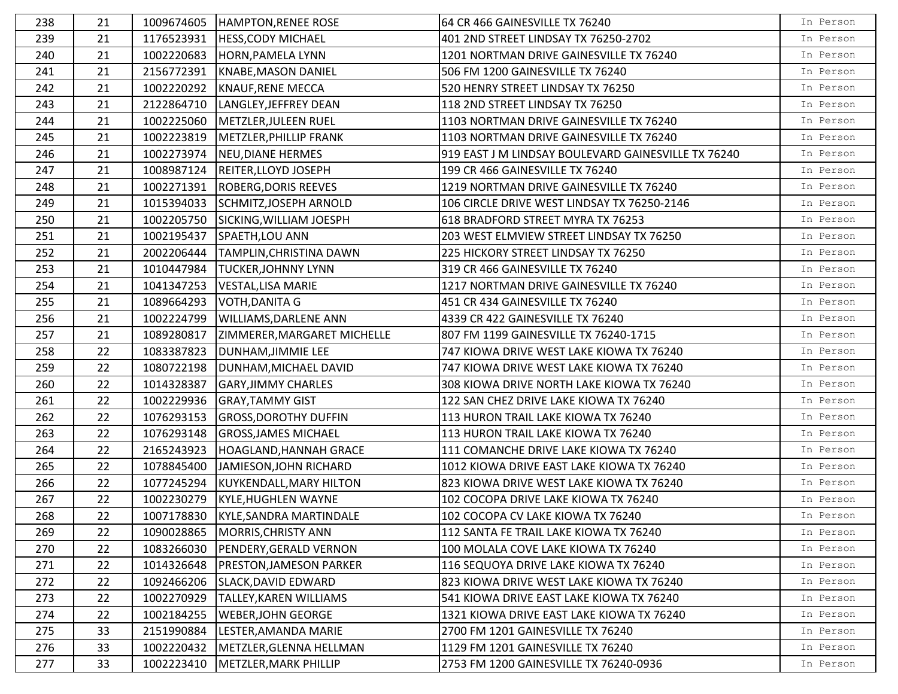| | | | | | |
|---|---|---|---|---|---|
| 238 | 21 | 1009674605 | HAMPTON,RENEE ROSE | 64 CR 466 GAINESVILLE TX 76240 | In Person |
| 239 | 21 | 1176523931 | HESS,CODY MICHAEL | 401 2ND STREET LINDSAY TX 76250-2702 | In Person |
| 240 | 21 | 1002220683 | HORN,PAMELA LYNN | 1201 NORTMAN DRIVE GAINESVILLE TX 76240 | In Person |
| 241 | 21 | 2156772391 | KNABE,MASON DANIEL | 506 FM 1200 GAINESVILLE TX 76240 | In Person |
| 242 | 21 | 1002220292 | KNAUF,RENE MECCA | 520 HENRY STREET LINDSAY TX 76250 | In Person |
| 243 | 21 | 2122864710 | LANGLEY,JEFFREY DEAN | 118 2ND STREET LINDSAY TX 76250 | In Person |
| 244 | 21 | 1002225060 | METZLER,JULEEN RUEL | 1103 NORTMAN DRIVE GAINESVILLE TX 76240 | In Person |
| 245 | 21 | 1002223819 | METZLER,PHILLIP FRANK | 1103 NORTMAN DRIVE GAINESVILLE TX 76240 | In Person |
| 246 | 21 | 1002273974 | NEU,DIANE HERMES | 919 EAST J M LINDSAY BOULEVARD GAINESVILLE TX 76240 | In Person |
| 247 | 21 | 1008987124 | REITER,LLOYD JOSEPH | 199 CR 466 GAINESVILLE TX 76240 | In Person |
| 248 | 21 | 1002271391 | ROBERG,DORIS REEVES | 1219 NORTMAN DRIVE GAINESVILLE TX 76240 | In Person |
| 249 | 21 | 1015394033 | SCHMITZ,JOSEPH ARNOLD | 106 CIRCLE DRIVE WEST LINDSAY TX 76250-2146 | In Person |
| 250 | 21 | 1002205750 | SICKING,WILLIAM JOESPH | 618 BRADFORD STREET MYRA TX 76253 | In Person |
| 251 | 21 | 1002195437 | SPAETH,LOU ANN | 203 WEST ELMVIEW STREET LINDSAY TX 76250 | In Person |
| 252 | 21 | 2002206444 | TAMPLIN,CHRISTINA DAWN | 225 HICKORY STREET LINDSAY TX 76250 | In Person |
| 253 | 21 | 1010447984 | TUCKER,JOHNNY LYNN | 319 CR 466 GAINESVILLE TX 76240 | In Person |
| 254 | 21 | 1041347253 | VESTAL,LISA MARIE | 1217 NORTMAN DRIVE GAINESVILLE TX 76240 | In Person |
| 255 | 21 | 1089664293 | VOTH,DANITA G | 451 CR 434 GAINESVILLE TX 76240 | In Person |
| 256 | 21 | 1002224799 | WILLIAMS,DARLENE ANN | 4339 CR 422 GAINESVILLE TX 76240 | In Person |
| 257 | 21 | 1089280817 | ZIMMERER,MARGARET MICHELLE | 807 FM 1199 GAINESVILLE TX 76240-1715 | In Person |
| 258 | 22 | 1083387823 | DUNHAM,JIMMIE LEE | 747 KIOWA DRIVE WEST LAKE KIOWA TX 76240 | In Person |
| 259 | 22 | 1080722198 | DUNHAM,MICHAEL DAVID | 747 KIOWA DRIVE WEST LAKE KIOWA TX 76240 | In Person |
| 260 | 22 | 1014328387 | GARY,JIMMY CHARLES | 308 KIOWA DRIVE NORTH LAKE KIOWA TX 76240 | In Person |
| 261 | 22 | 1002229936 | GRAY,TAMMY GIST | 122 SAN CHEZ DRIVE LAKE KIOWA TX 76240 | In Person |
| 262 | 22 | 1076293153 | GROSS,DOROTHY DUFFIN | 113 HURON TRAIL LAKE KIOWA TX 76240 | In Person |
| 263 | 22 | 1076293148 | GROSS,JAMES MICHAEL | 113 HURON TRAIL LAKE KIOWA TX 76240 | In Person |
| 264 | 22 | 2165243923 | HOAGLAND,HANNAH GRACE | 111 COMANCHE DRIVE LAKE KIOWA TX 76240 | In Person |
| 265 | 22 | 1078845400 | JAMIESON,JOHN RICHARD | 1012 KIOWA DRIVE EAST LAKE KIOWA TX 76240 | In Person |
| 266 | 22 | 1077245294 | KUYKENDALL,MARY HILTON | 823 KIOWA DRIVE WEST LAKE KIOWA TX 76240 | In Person |
| 267 | 22 | 1002230279 | KYLE,HUGHLEN WAYNE | 102 COCOPA DRIVE LAKE KIOWA TX 76240 | In Person |
| 268 | 22 | 1007178830 | KYLE,SANDRA MARTINDALE | 102 COCOPA CV LAKE KIOWA TX 76240 | In Person |
| 269 | 22 | 1090028865 | MORRIS,CHRISTY ANN | 112 SANTA FE TRAIL LAKE KIOWA TX 76240 | In Person |
| 270 | 22 | 1083266030 | PENDERY,GERALD VERNON | 100 MOLALA COVE LAKE KIOWA TX 76240 | In Person |
| 271 | 22 | 1014326648 | PRESTON,JAMESON PARKER | 116 SEQUOYA DRIVE LAKE KIOWA TX 76240 | In Person |
| 272 | 22 | 1092466206 | SLACK,DAVID EDWARD | 823 KIOWA DRIVE WEST LAKE KIOWA TX 76240 | In Person |
| 273 | 22 | 1002270929 | TALLEY,KAREN WILLIAMS | 541 KIOWA DRIVE EAST LAKE KIOWA TX 76240 | In Person |
| 274 | 22 | 1002184255 | WEBER,JOHN GEORGE | 1321 KIOWA DRIVE EAST LAKE KIOWA TX 76240 | In Person |
| 275 | 33 | 2151990884 | LESTER,AMANDA MARIE | 2700 FM 1201 GAINESVILLE TX 76240 | In Person |
| 276 | 33 | 1002220432 | METZLER,GLENNA HELLMAN | 1129 FM 1201 GAINESVILLE TX 76240 | In Person |
| 277 | 33 | 1002223410 | METZLER,MARK PHILLIP | 2753 FM 1200 GAINESVILLE TX 76240-0936 | In Person |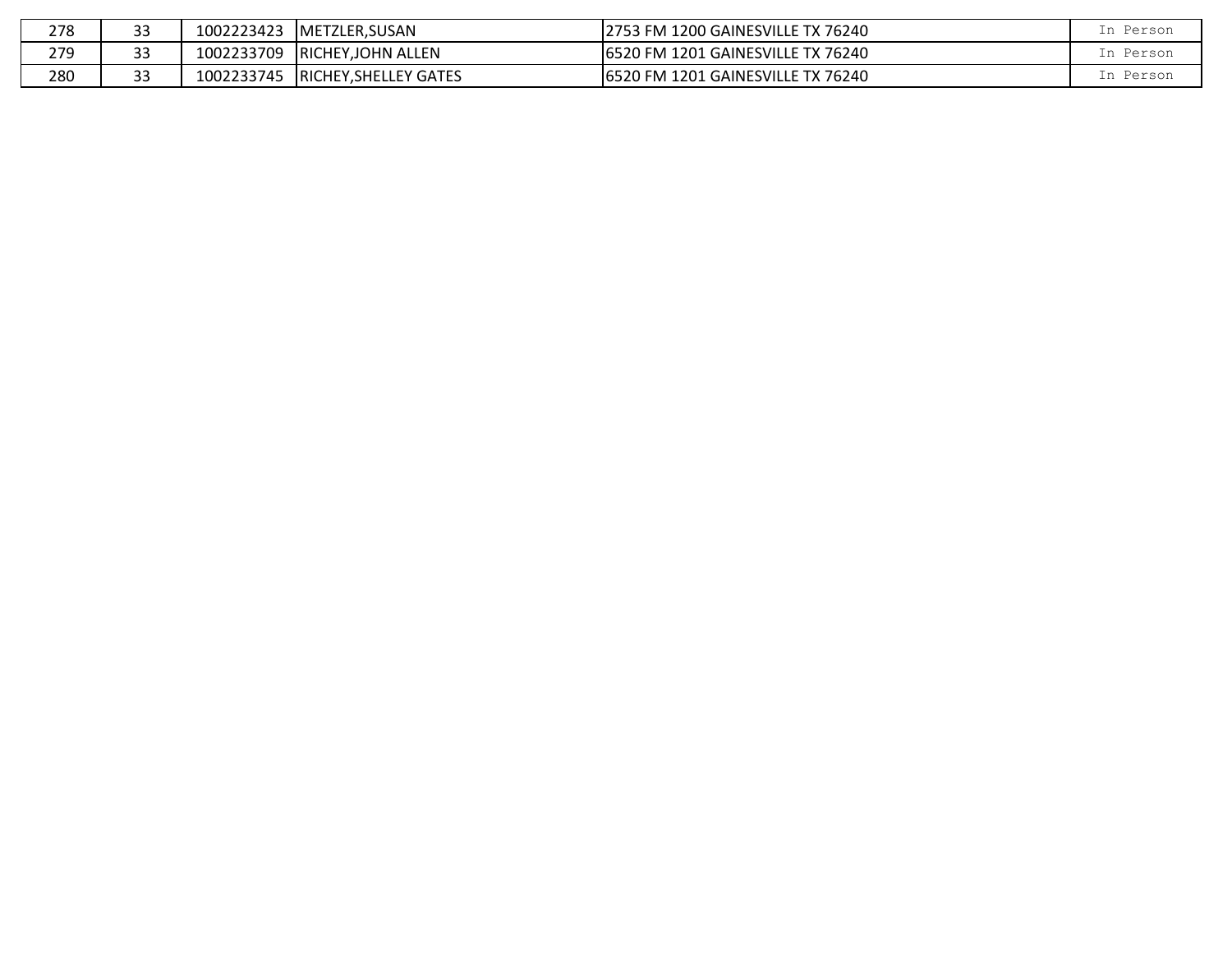| | | | | | |
|---|---|---|---|---|---|
| 278 | 33 | 1002223423 | METZLER,SUSAN | 2753 FM 1200 GAINESVILLE TX 76240 | In Person |
| 279 | 33 | 1002233709 | RICHEY,JOHN ALLEN | 6520 FM 1201 GAINESVILLE TX 76240 | In Person |
| 280 | 33 | 1002233745 | RICHEY,SHELLEY GATES | 6520 FM 1201 GAINESVILLE TX 76240 | In Person |